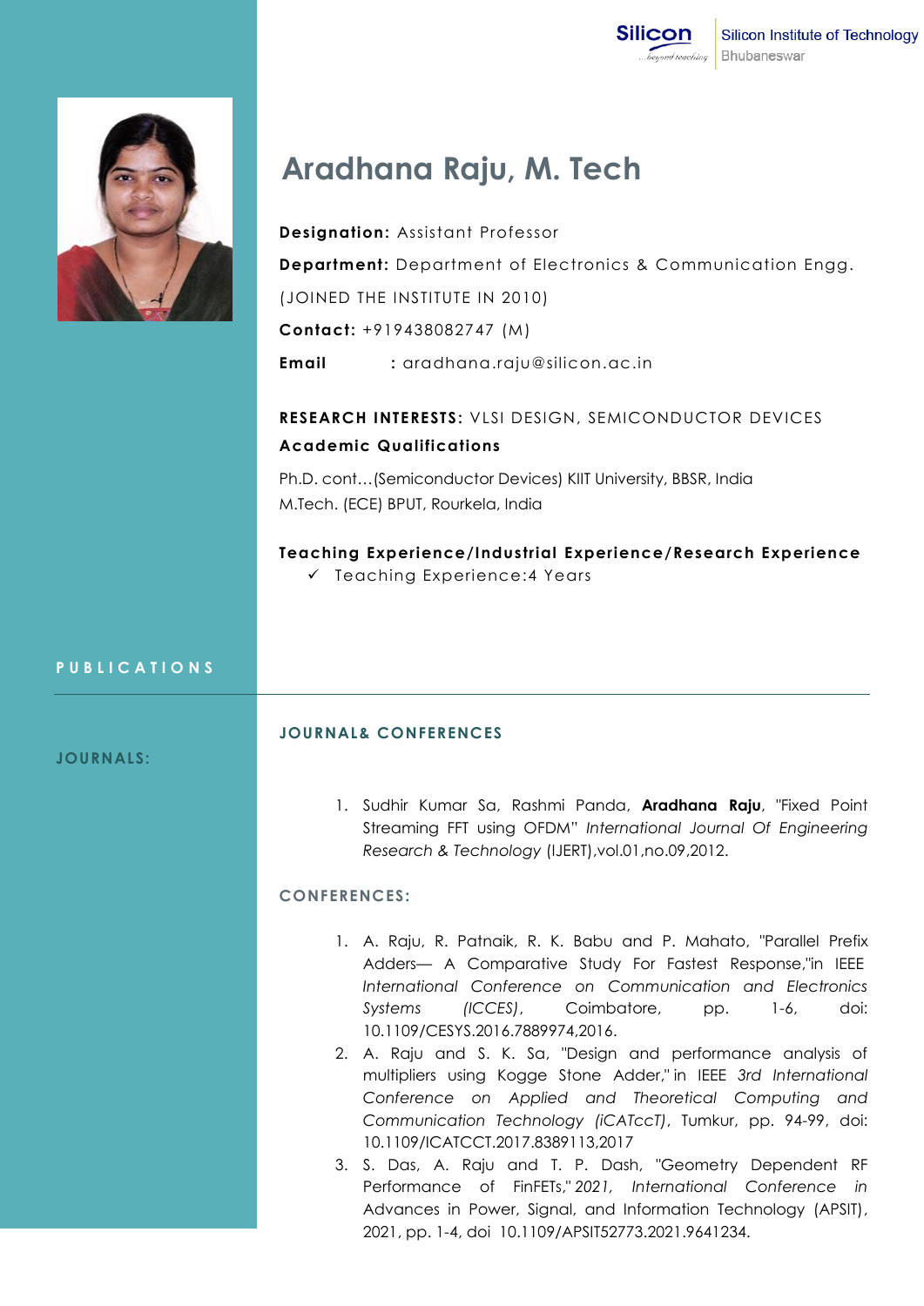Silicon Institute of Technology
Bhubaneswar

# Aradhana Raju, M. Tech

**Designation:** Assistant Professor

**Department:** Department of Electronics & Communication Engg.

(JOINED THE INSTITUTE IN 2010)

**Contact:** +919438082747 (M)

**Email** : aradhana.raju@silicon.ac.in

**RESEARCH INTERESTS:** VLSI DESIGN, SEMICONDUCTOR DEVICES

**Academic Qualifications**

Ph.D. cont…(Semiconductor Devices) KIIT University, BBSR, India
M.Tech. (ECE) BPUT, Rourkela, India

**Teaching Experience/Industrial Experience/Research Experience**

- ✓ Teaching Experience:4 Years

## PUBLICATIONS

### JOURNAL& CONFERENCES

**JOURNALS:**

1. Sudhir Kumar Sa, Rashmi Panda, **Aradhana Raju**, "Fixed Point Streaming FFT using OFDM" *International Journal Of Engineering Research & Technology* (IJERT),vol.01,no.09,2012.

**CONFERENCES:**

1. A. Raju, R. Patnaik, R. K. Babu and P. Mahato, "Parallel Prefix Adders— A Comparative Study For Fastest Response,"in IEEE *International Conference on Communication and Electronics Systems (ICCES)*, Coimbatore, pp. 1-6, doi: 10.1109/CESYS.2016.7889974,2016.
2. A. Raju and S. K. Sa, "Design and performance analysis of multipliers using Kogge Stone Adder," in IEEE *3rd International Conference on Applied and Theoretical Computing and Communication Technology (iCATccT)*, Tumkur, pp. 94-99, doi: 10.1109/ICATCCT.2017.8389113,2017
3. S. Das, A. Raju and T. P. Dash, "Geometry Dependent RF Performance of FinFETs," *2021, International Conference in* Advances in Power, Signal, and Information Technology (APSIT), 2021, pp. 1-4, doi 10.1109/APSIT52773.2021.9641234.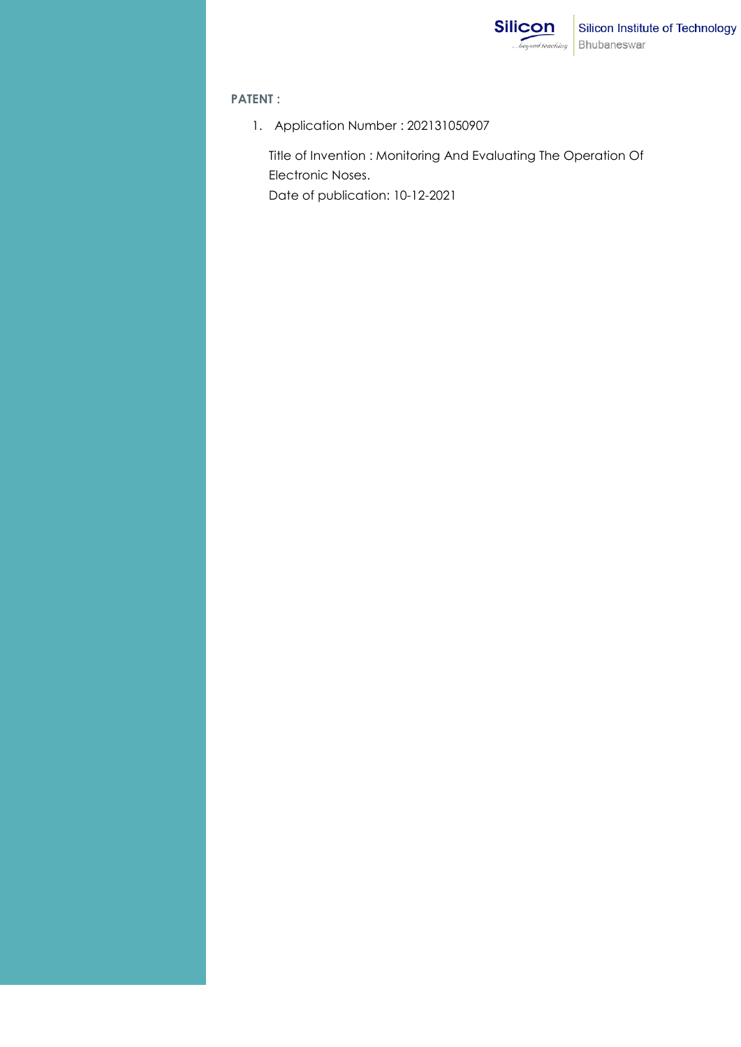**PATENT :**

1. Application Number : 202131050907

   Title of Invention : Monitoring And Evaluating The Operation Of Electronic Noses.
   Date of publication: 10-12-2021